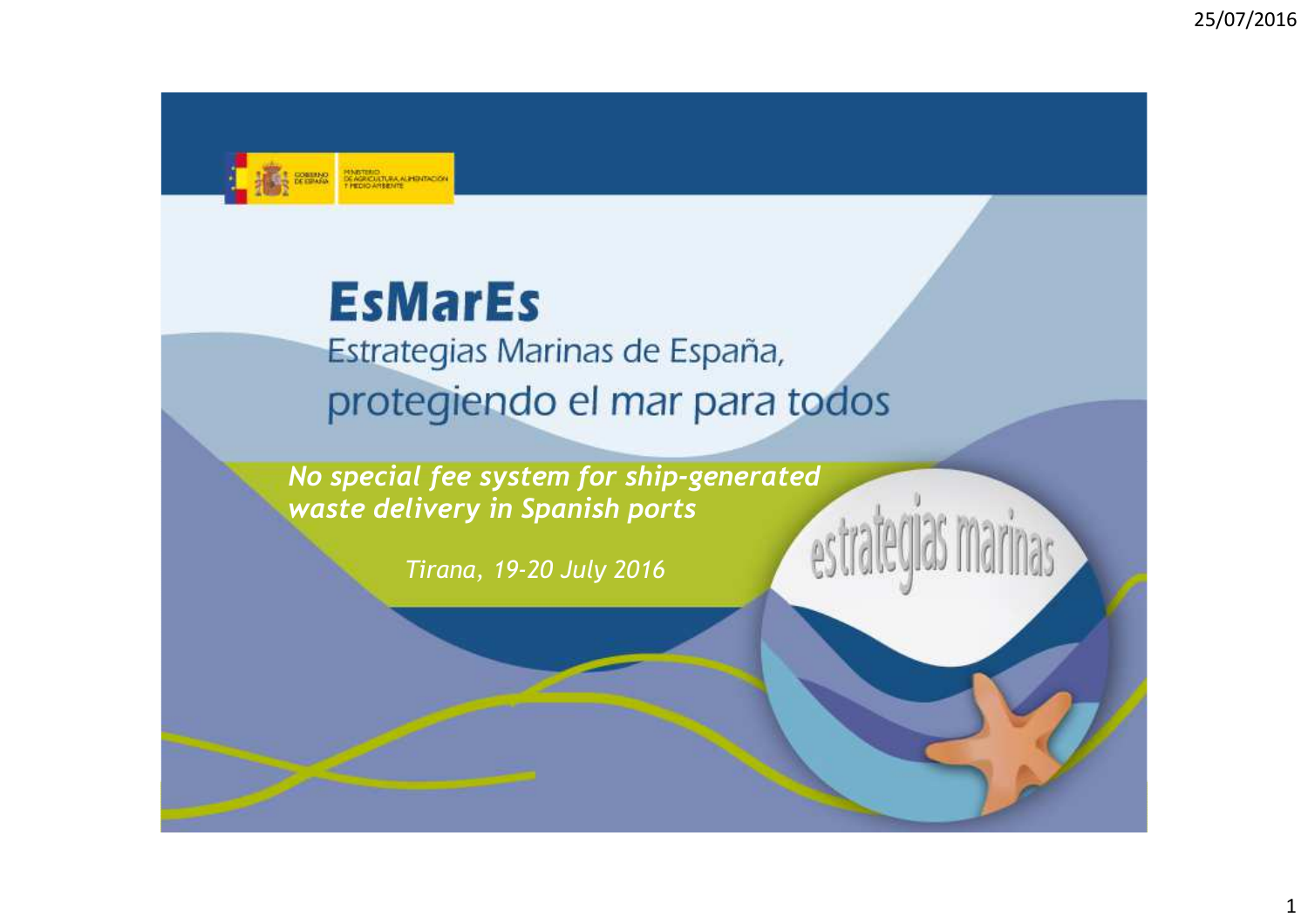# EsMarEs

Estrategias Marinas de España,
protegiendo el mar para todos

***No special fee system for ship-generated waste delivery in Spanish ports***

*Tirana, 19-20 July 2016*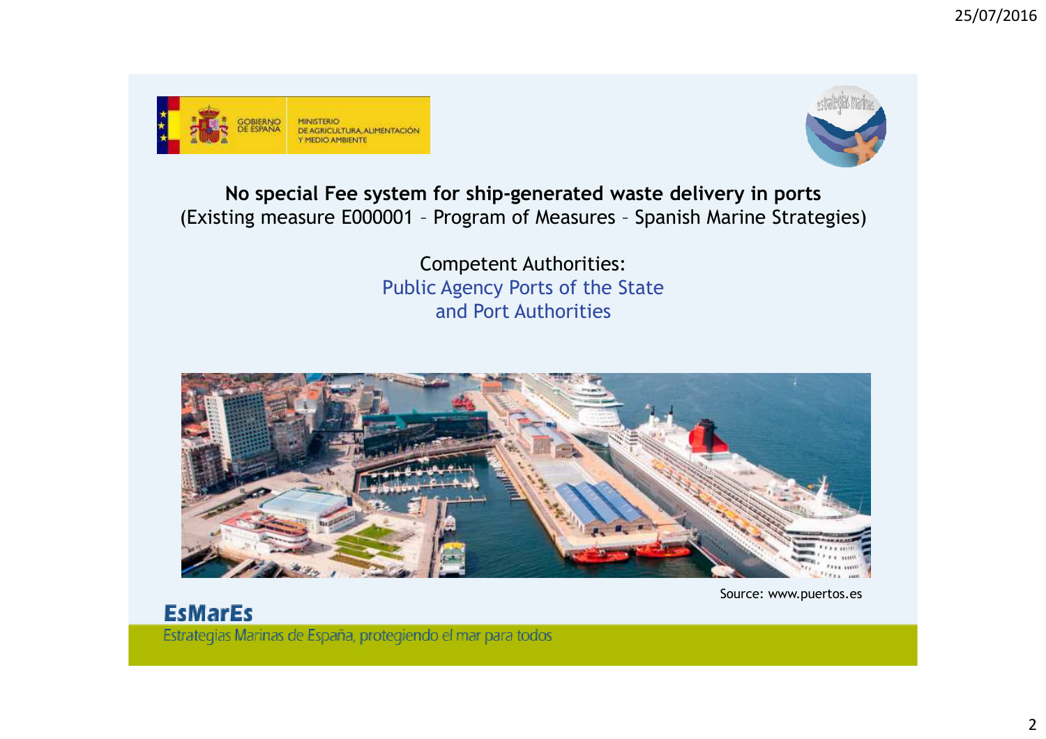**No special Fee system for ship-generated waste delivery in ports**
(Existing measure E000001 – Program of Measures – Spanish Marine Strategies)

Competent Authorities:
Public Agency Ports of the State
and Port Authorities

Source: www.puertos.es

**EsMarEs**
Estrategias Marinas de España, protegiendo el mar para todos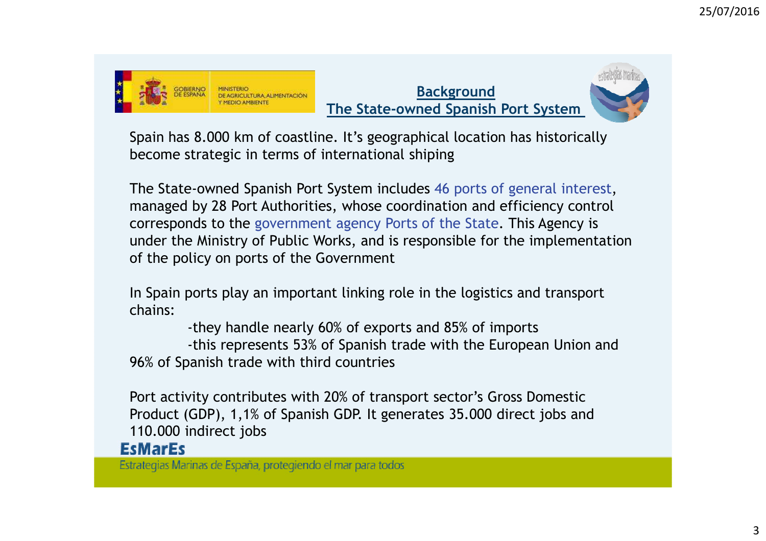## Background
## The State-owned Spanish Port System

Spain has 8.000 km of coastline. It's geographical location has historically become strategic in terms of international shiping

The State-owned Spanish Port System includes 46 ports of general interest, managed by 28 Port Authorities, whose coordination and efficiency control corresponds to the government agency Ports of the State. This Agency is under the Ministry of Public Works, and is responsible for the implementation of the policy on ports of the Government

In Spain ports play an important linking role in the logistics and transport chains:

-they handle nearly 60% of exports and 85% of imports

-this represents 53% of Spanish trade with the European Union and 96% of Spanish trade with third countries

Port activity contributes with 20% of transport sector's Gross Domestic Product (GDP), 1,1% of Spanish GDP. It generates 35.000 direct jobs and 110.000 indirect jobs

**EsMarEs**

Estrategias Marinas de España, protegiendo el mar para todos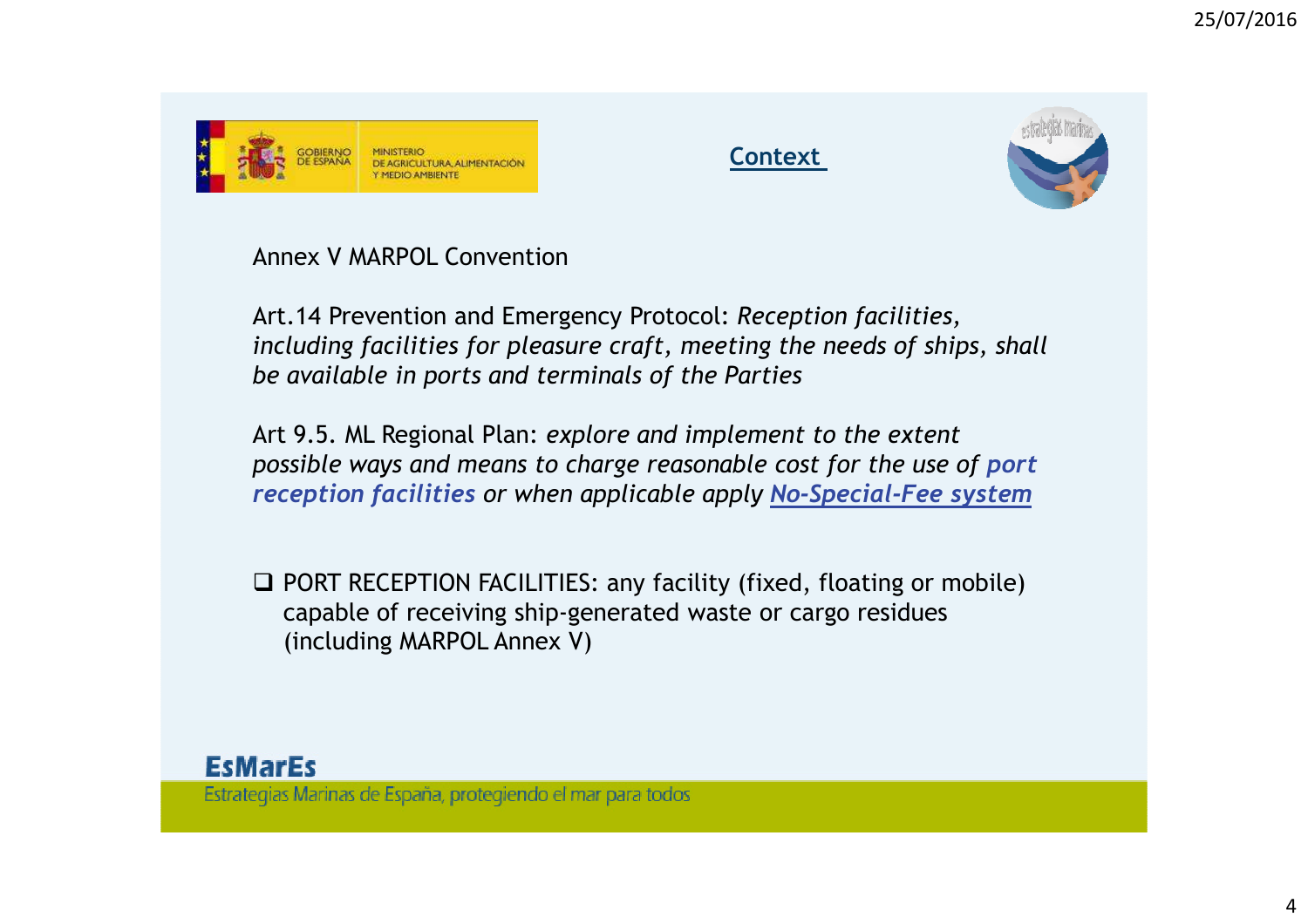## Context

Annex V MARPOL Convention

Art.14 Prevention and Emergency Protocol: *Reception facilities, including facilities for pleasure craft, meeting the needs of ships, shall be available in ports and terminals of the Parties*

Art 9.5. ML Regional Plan: *explore and implement to the extent possible ways and means to charge reasonable cost for the use of **port reception facilities** or when applicable apply **No-Special-Fee system***

- PORT RECEPTION FACILITIES: any facility (fixed, floating or mobile) capable of receiving ship-generated waste or cargo residues (including MARPOL Annex V)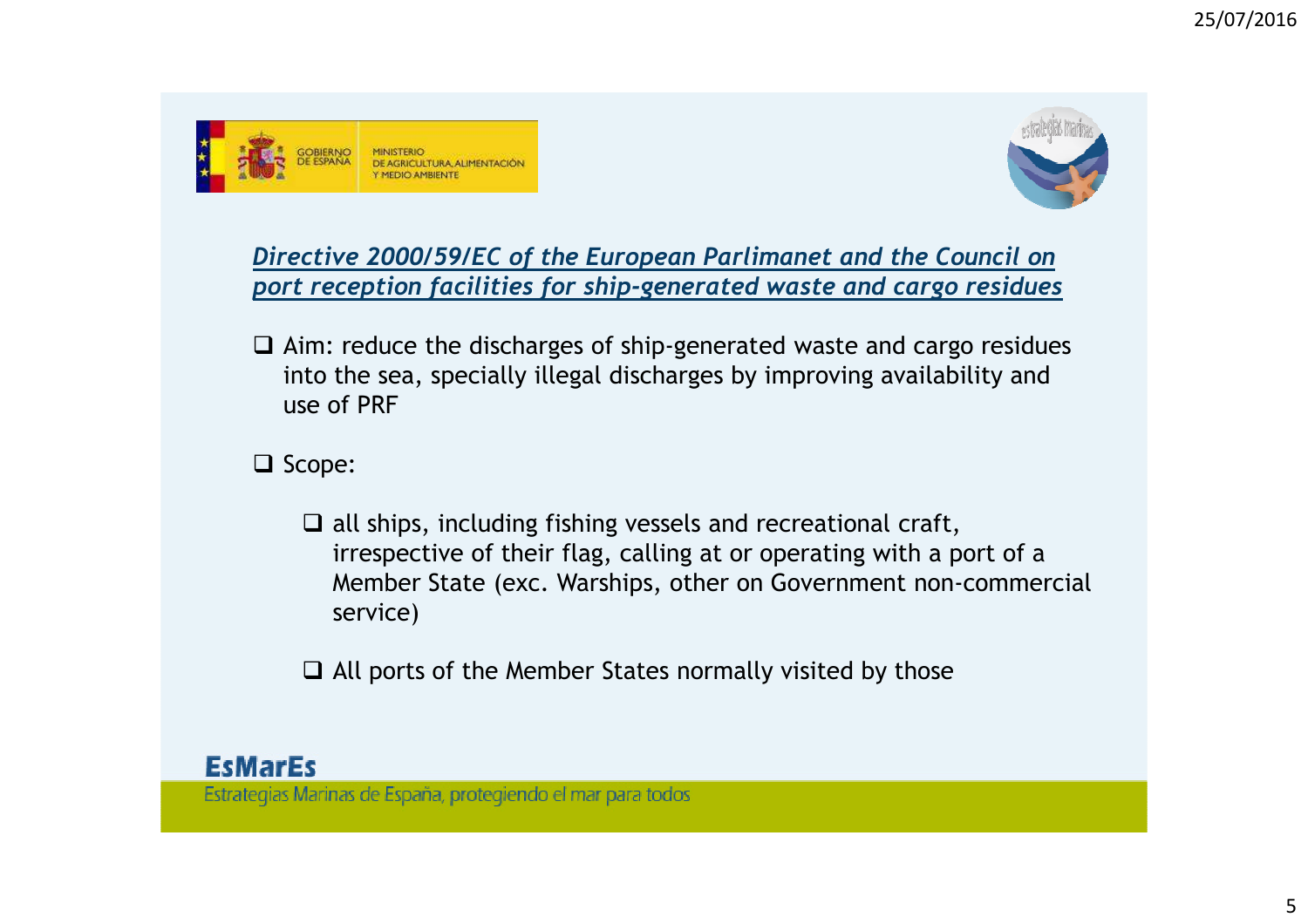GOBIERNO DE ESPAÑA | MINISTERIO DE AGRICULTURA, ALIMENTACIÓN Y MEDIO AMBIENTE

## ***Directive 2000/59/EC of the European Parlimanet and the Council on port reception facilities for ship-generated waste and cargo residues***

- Aim: reduce the discharges of ship-generated waste and cargo residues into the sea, specially illegal discharges by improving availability and use of PRF

- Scope:

  - all ships, including fishing vessels and recreational craft, irrespective of their flag, calling at or operating with a port of a Member State (exc. Warships, other on Government non-commercial service)

  - All ports of the Member States normally visited by those

**EsMarEs**

Estrategias Marinas de España, protegiendo el mar para todos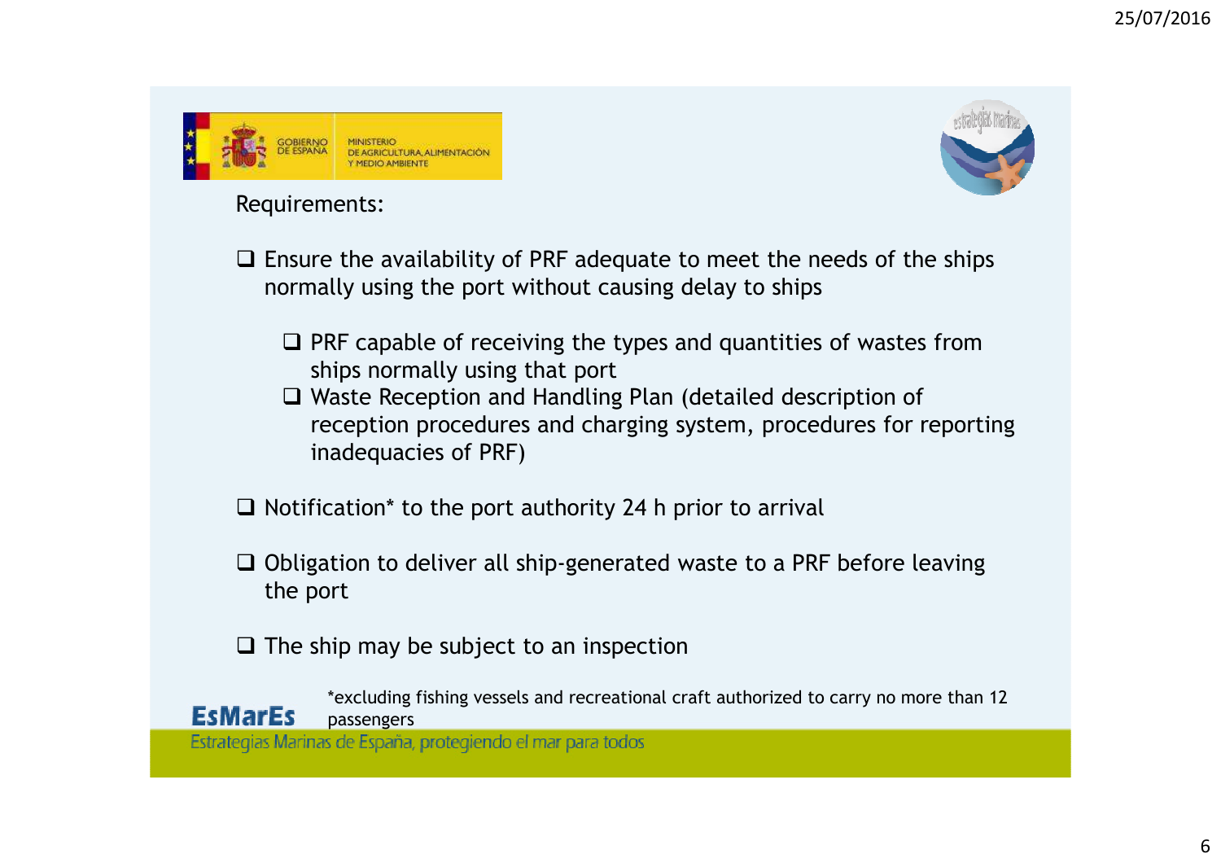Requirements:

- Ensure the availability of PRF adequate to meet the needs of the ships normally using the port without causing delay to ships
  - PRF capable of receiving the types and quantities of wastes from ships normally using that port
  - Waste Reception and Handling Plan (detailed description of reception procedures and charging system, procedures for reporting inadequacies of PRF)
- Notification* to the port authority 24 h prior to arrival
- Obligation to deliver all ship-generated waste to a PRF before leaving the port
- The ship may be subject to an inspection

*excluding fishing vessels and recreational craft authorized to carry no more than 12 passengers

**EsMarEs**

Estrategias Marinas de España, protegiendo el mar para todos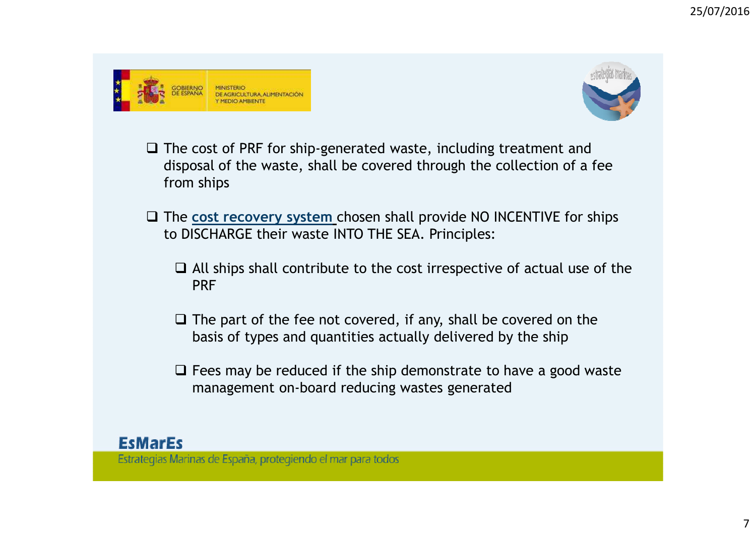- The cost of PRF for ship-generated waste, including treatment and disposal of the waste, shall be covered through the collection of a fee from ships

- The **cost recovery system** chosen shall provide NO INCENTIVE for ships to DISCHARGE their waste INTO THE SEA. Principles:

  - All ships shall contribute to the cost irrespective of actual use of the PRF

  - The part of the fee not covered, if any, shall be covered on the basis of types and quantities actually delivered by the ship

  - Fees may be reduced if the ship demonstrate to have a good waste management on-board reducing wastes generated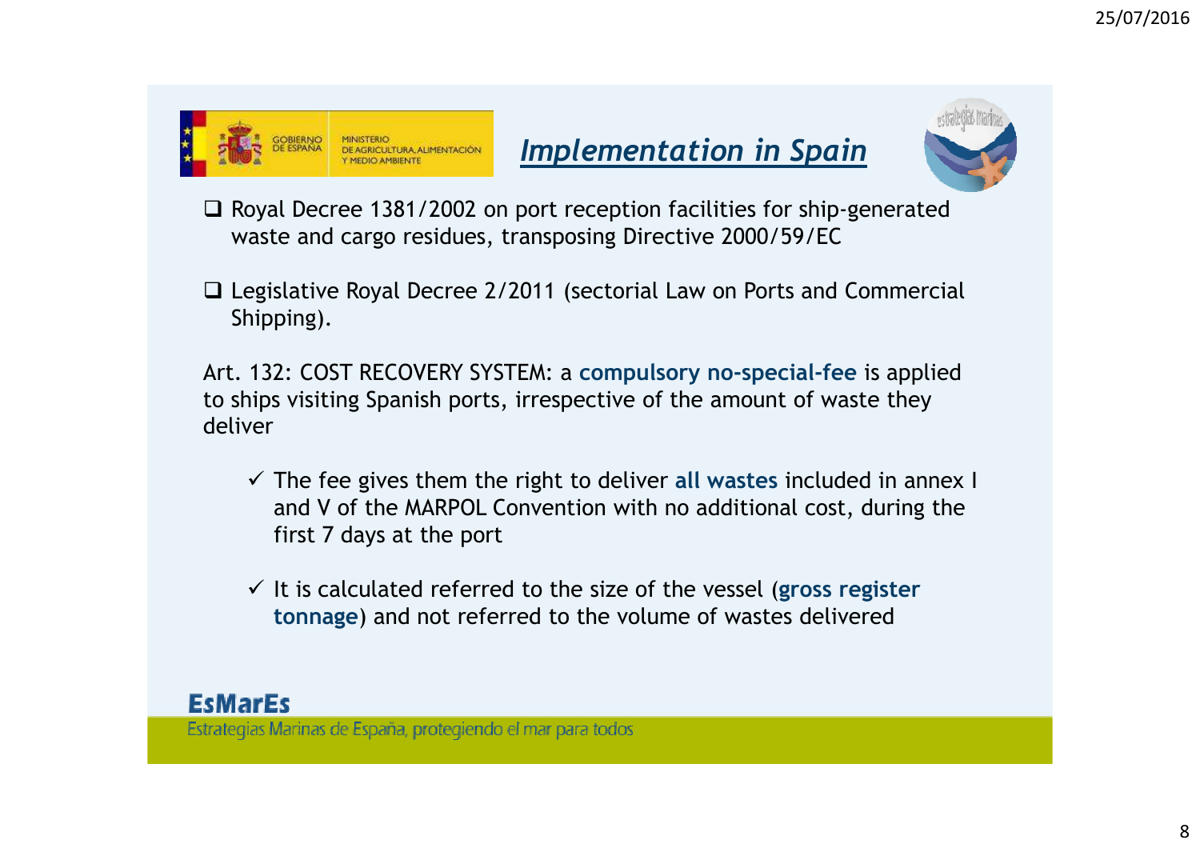## *Implementation in Spain*

- Royal Decree 1381/2002 on port reception facilities for ship-generated waste and cargo residues, transposing Directive 2000/59/EC

- Legislative Royal Decree 2/2011 (sectorial Law on Ports and Commercial Shipping).

Art. 132: COST RECOVERY SYSTEM: a **compulsory no-special-fee** is applied to ships visiting Spanish ports, irrespective of the amount of waste they deliver

- ✓ The fee gives them the right to deliver **all wastes** included in annex I and V of the MARPOL Convention with no additional cost, during the first 7 days at the port

- ✓ It is calculated referred to the size of the vessel (**gross register tonnage**) and not referred to the volume of wastes delivered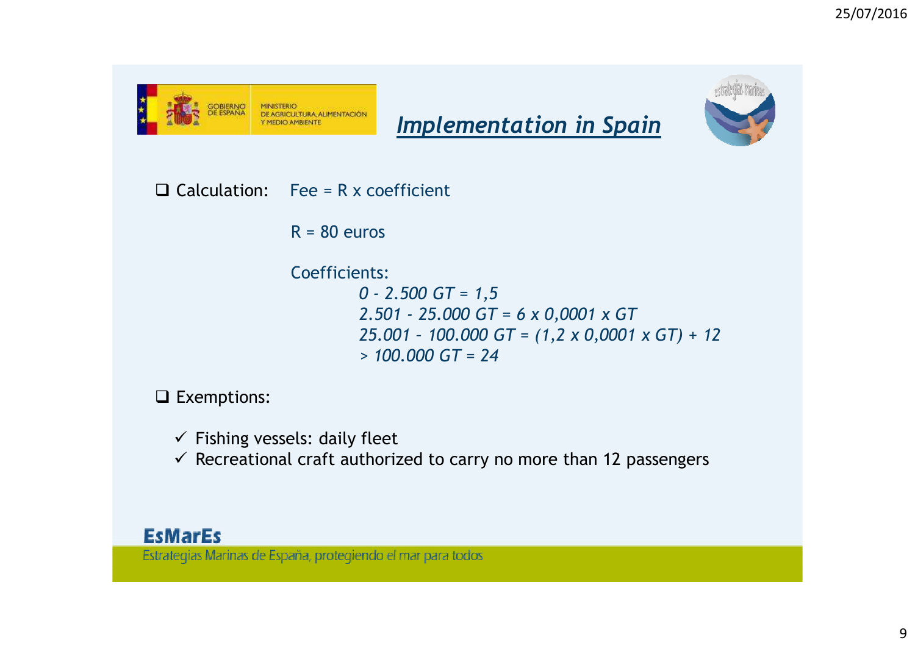# Implementation in Spain

- **Calculation:** Fee = R x coefficient

  R = 80 euros

  Coefficients:

  *0 - 2.500 GT = 1,5*
  *2.501 - 25.000 GT = 6 x 0,0001 x GT*
  *25.001 – 100.000 GT = (1,2 x 0,0001 x GT) + 12*
  *> 100.000 GT = 24*

- **Exemptions:**

  - ✓ Fishing vessels: daily fleet
  - ✓ Recreational craft authorized to carry no more than 12 passengers

**EsMarEs**
Estrategias Marinas de España, protegiendo el mar para todos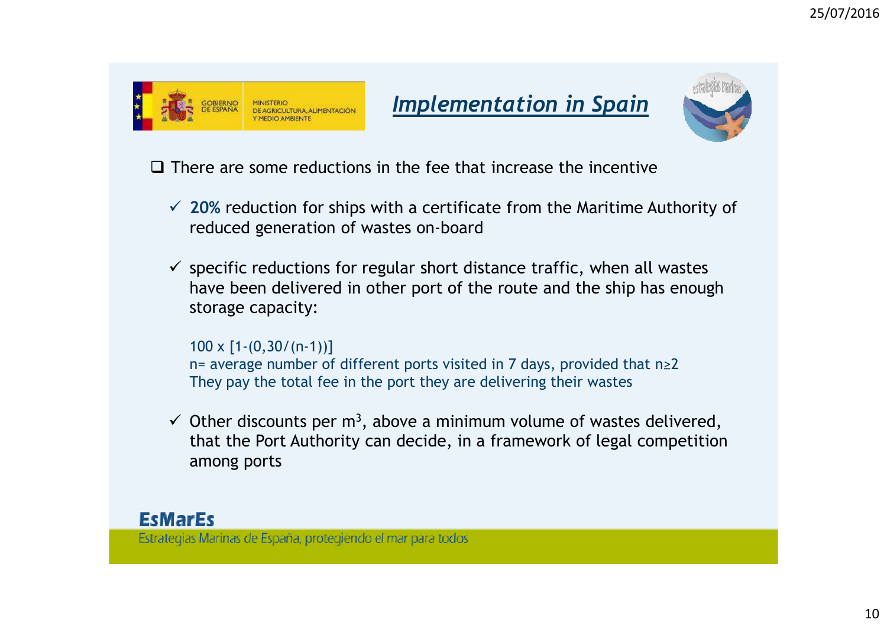## *Implementation in Spain*

- There are some reductions in the fee that increase the incentive
  - ✓ **20%** reduction for ships with a certificate from the Maritime Authority of reduced generation of wastes on-board
  - ✓ specific reductions for regular short distance traffic, when all wastes have been delivered in other port of the route and the ship has enough storage capacity:

    $100 \times [1-(0{,}30/(n-1))]$
    n= average number of different ports visited in 7 days, provided that $n \geq 2$
    They pay the total fee in the port they are delivering their wastes

  - ✓ Other discounts per $m^3$, above a minimum volume of wastes delivered, that the Port Authority can decide, in a framework of legal competition among ports

**EsMarEs**
Estrategias Marinas de España, protegiendo el mar para todos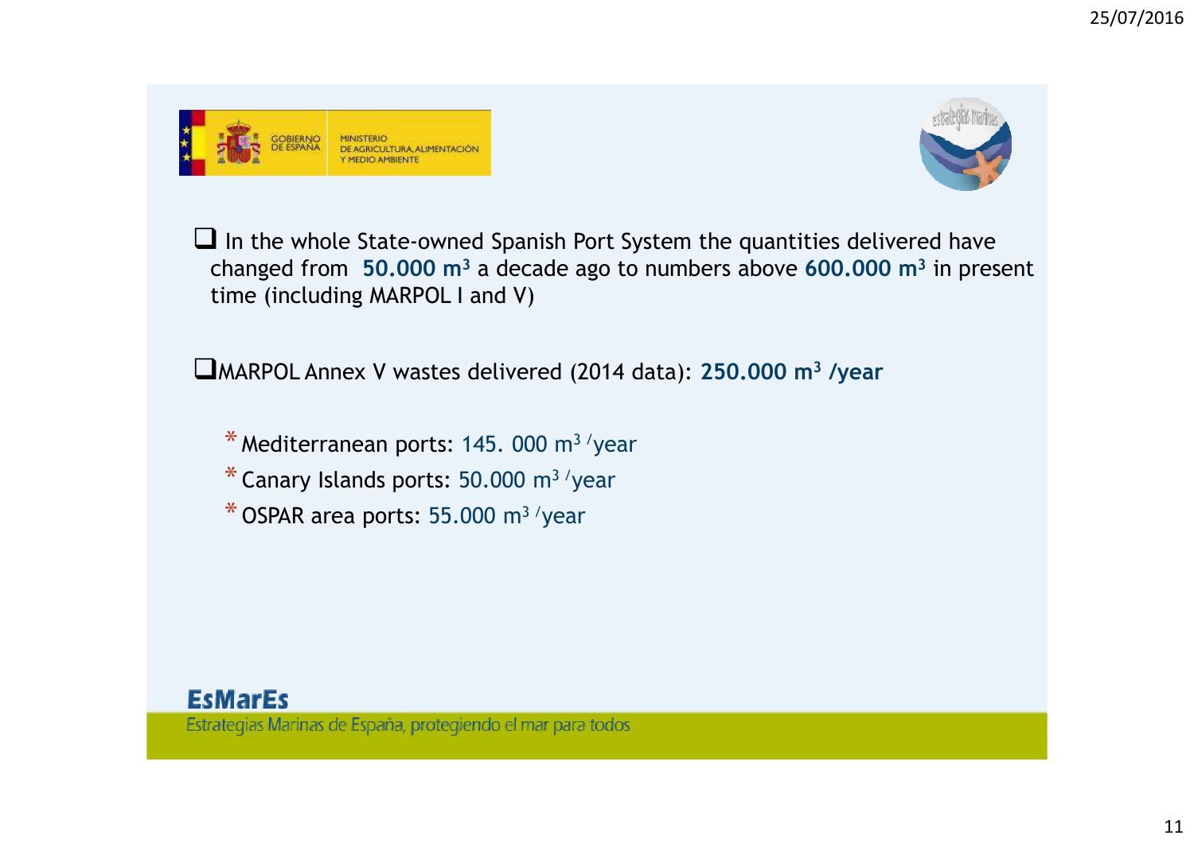- In the whole State-owned Spanish Port System the quantities delivered have changed from **50.000 m$^3$** a decade ago to numbers above **600.000 m$^3$** in present time (including MARPOL I and V)

- MARPOL Annex V wastes delivered (2014 data): **250.000 m$^3$ /year**

  - Mediterranean ports: 145. 000 m$^3$ /year
  - Canary Islands ports: 50.000 m$^3$ /year
  - OSPAR area ports: 55.000 m$^3$ /year

**EsMarEs**

Estrategias Marinas de España, protegiendo el mar para todos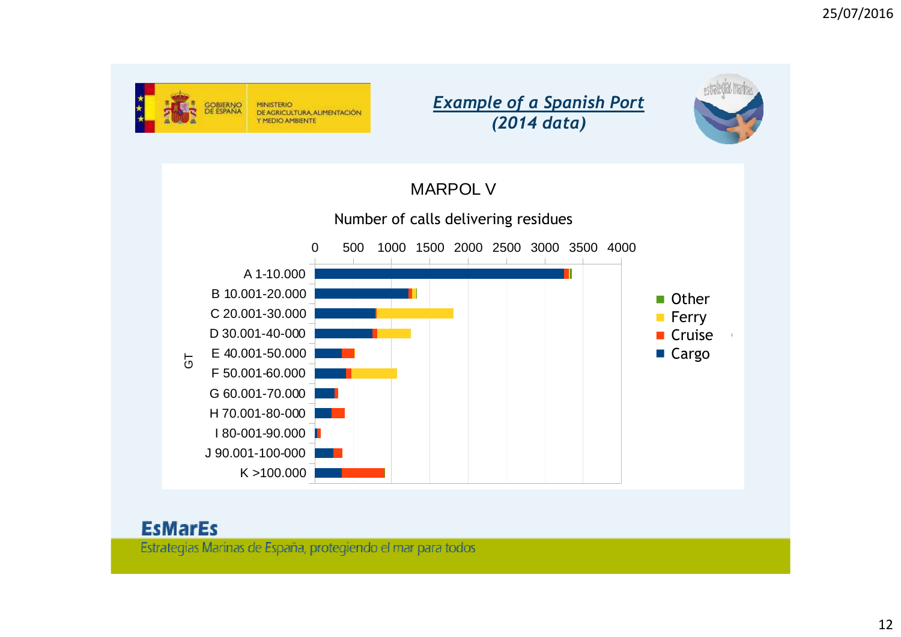## *Example of a Spanish Port (2014 data)*

GOBIERNO DE ESPAÑA — MINISTERIO DE AGRICULTURA, ALIMENTACIÓN Y MEDIO AMBIENTE

estrategias marinas

### MARPOL V

Number of calls delivering residues

GT categories:

- A 1-10.000
- B 10.001-20.000
- C 20.001-30.000
- D 30.001-40-000
- E 40.001-50.000
- F 50.001-60.000
- G 60.001-70.000
- H 70.001-80-000
- I 80-001-90.000
- J 90.001-100-000
- K >100.000

Legend: Other, Ferry, Cruise, Cargo

Axis: 0, 500, 1000, 1500, 2000, 2500, 3000, 3500, 4000

**EsMarEs**

Estrategias Marinas de España, protegiendo el mar para todos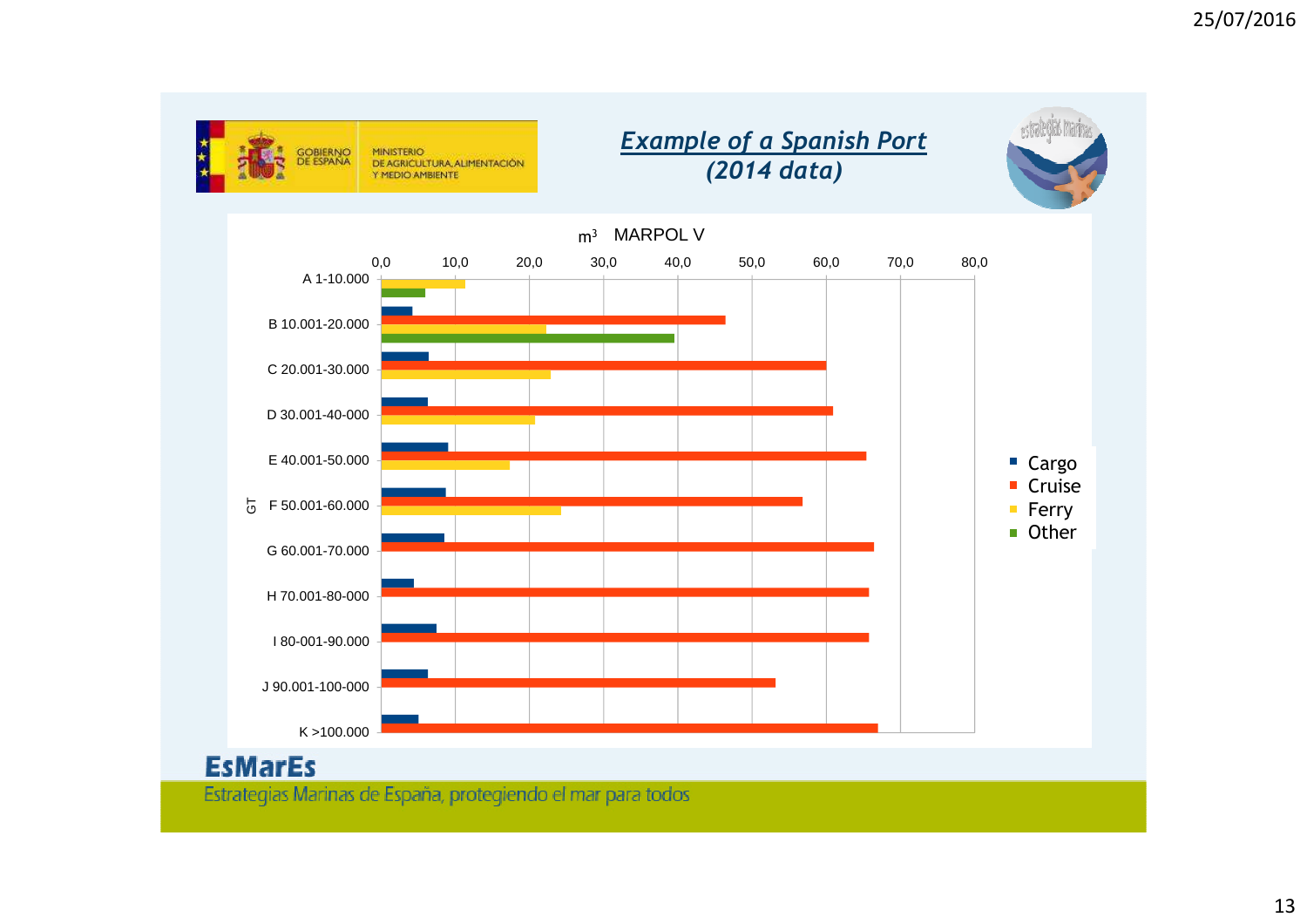# *Example of a Spanish Port (2014 data)*

GOBIERNO DE ESPAÑA — MINISTERIO DE AGRICULTURA, ALIMENTACIÓN Y MEDIO AMBIENTE

estrategias marinas

m³ MARPOL V

GT

| GT | Cargo | Cruise | Ferry | Other |
|---|---|---|---|---|
| A 1-10.000 | | | 11,3 | 5,9 |
| B 10.001-20.000 | 4,2 | 46,4 | 22,3 | 39,5 |
| C 20.001-30.000 | 6,4 | 60,0 | 22,8 | |
| D 30.001-40.000-000 | 6,2 | 60,9 | 20,7 | |
| E 40.001-50.000 | 9,0 | 65,3 | 17,3 | |
| F 50.001-60.000 | 8,7 | 56,8 | 24,2 | |
| G 60.001-70.000 | 8,5 | 66,4 | | |
| H 70.001-80-000 | 4,4 | 65,7 | | |
| I 80-001-90.000 | 7,4 | 65,7 | | |
| J 90.001-100-000 | 6,2 | 53,1 | | |
| K >100.000 | 5,0 | 66,9 | | |

**EsMarEs**

Estrategias Marinas de España, protegiendo el mar para todos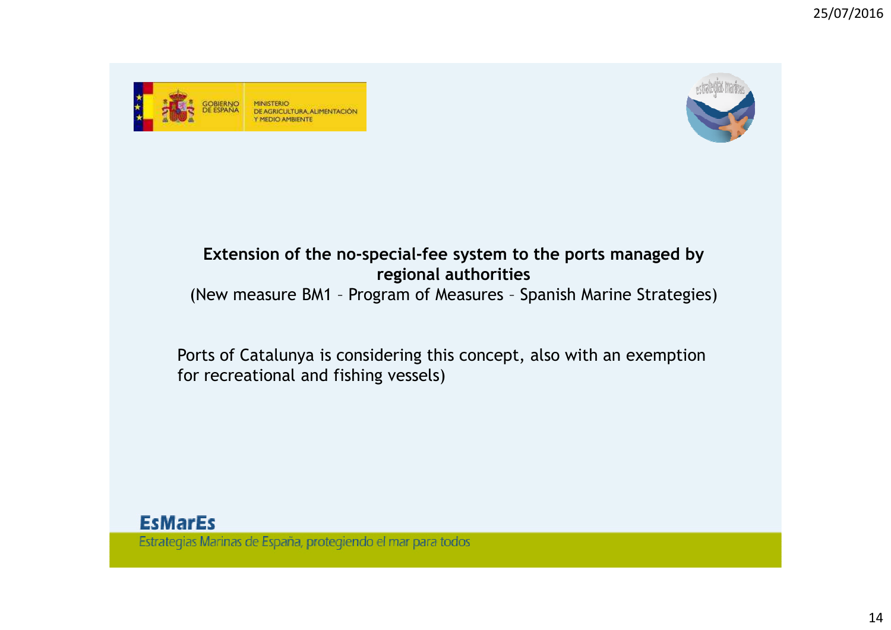**Extension of the no-special-fee system to the ports managed by regional authorities**

(New measure BM1 – Program of Measures – Spanish Marine Strategies)

Ports of Catalunya is considering this concept, also with an exemption for recreational and fishing vessels)

**EsMarEs**

Estrategias Marinas de España, protegiendo el mar para todos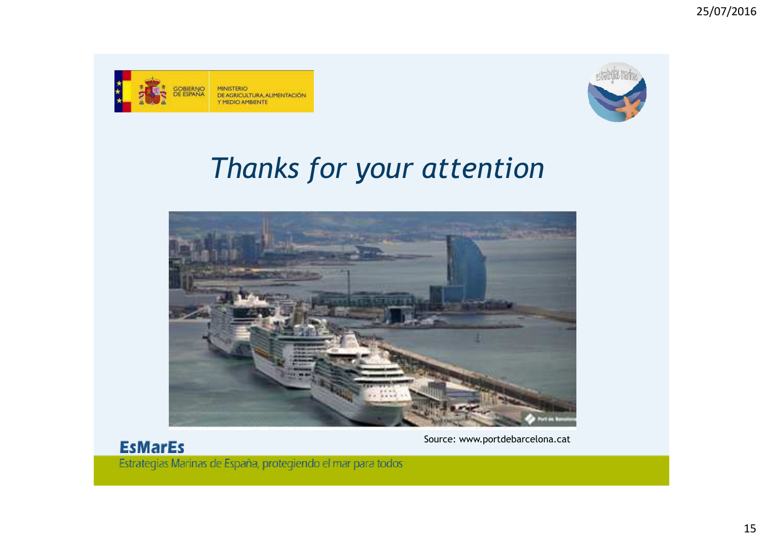GOBIERNO DE ESPAÑA

MINISTERIO DE AGRICULTURA, ALIMENTACIÓN Y MEDIO AMBIENTE

# *Thanks for your attention*

Source: www.portdebarcelona.cat

**EsMarEs**

Estrategias Marinas de España, protegiendo el mar para todos